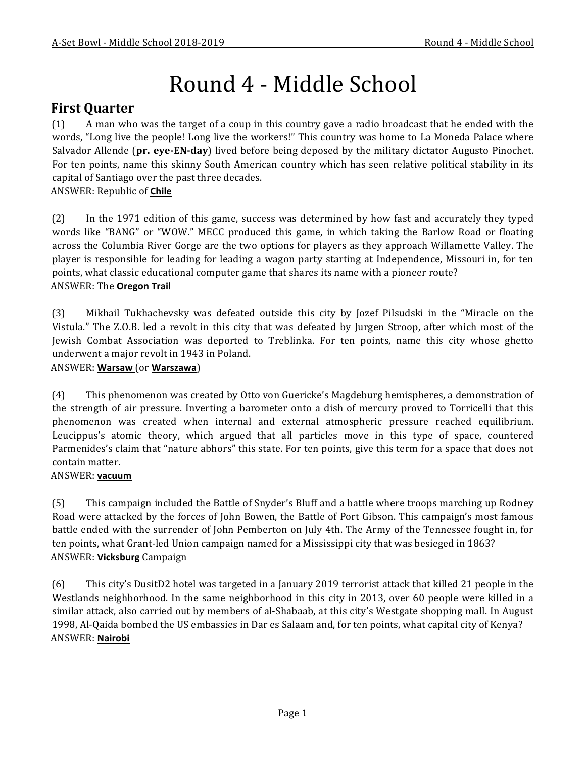# Round 4 - Middle School

## First Quarter

(1) A man who was the target of a coup in this country gave a radio broadcast that he ended with the words, "Long live the people! Long live the workers!" This country was home to La Moneda Palace where Salvador Allende (**pr. eye-EN-day**) lived before being deposed by the military dictator Augusto Pinochet. For ten points, name this skinny South American country which has seen relative political stability in its capital of Santiago over the past three decades.
ANSWER: Republic of **Chile**

(2) In the 1971 edition of this game, success was determined by how fast and accurately they typed words like "BANG" or "WOW." MECC produced this game, in which taking the Barlow Road or floating across the Columbia River Gorge are the two options for players as they approach Willamette Valley. The player is responsible for leading for leading a wagon party starting at Independence, Missouri in, for ten points, what classic educational computer game that shares its name with a pioneer route?
ANSWER: The **Oregon Trail**

(3) Mikhail Tukhachevsky was defeated outside this city by Jozef Pilsudski in the "Miracle on the Vistula." The Z.O.B. led a revolt in this city that was defeated by Jurgen Stroop, after which most of the Jewish Combat Association was deported to Treblinka. For ten points, name this city whose ghetto underwent a major revolt in 1943 in Poland.
ANSWER: **Warsaw** (or **Warszawa**)

(4) This phenomenon was created by Otto von Guericke's Magdeburg hemispheres, a demonstration of the strength of air pressure. Inverting a barometer onto a dish of mercury proved to Torricelli that this phenomenon was created when internal and external atmospheric pressure reached equilibrium. Leucippus's atomic theory, which argued that all particles move in this type of space, countered Parmenides's claim that "nature abhors" this state. For ten points, give this term for a space that does not contain matter.
ANSWER: **vacuum**

(5) This campaign included the Battle of Snyder's Bluff and a battle where troops marching up Rodney Road were attacked by the forces of John Bowen, the Battle of Port Gibson. This campaign's most famous battle ended with the surrender of John Pemberton on July 4th. The Army of the Tennessee fought in, for ten points, what Grant-led Union campaign named for a Mississippi city that was besieged in 1863?
ANSWER: **Vicksburg** Campaign

(6) This city's DusitD2 hotel was targeted in a January 2019 terrorist attack that killed 21 people in the Westlands neighborhood. In the same neighborhood in this city in 2013, over 60 people were killed in a similar attack, also carried out by members of al-Shabaab, at this city's Westgate shopping mall. In August 1998, Al-Qaida bombed the US embassies in Dar es Salaam and, for ten points, what capital city of Kenya?
ANSWER: **Nairobi**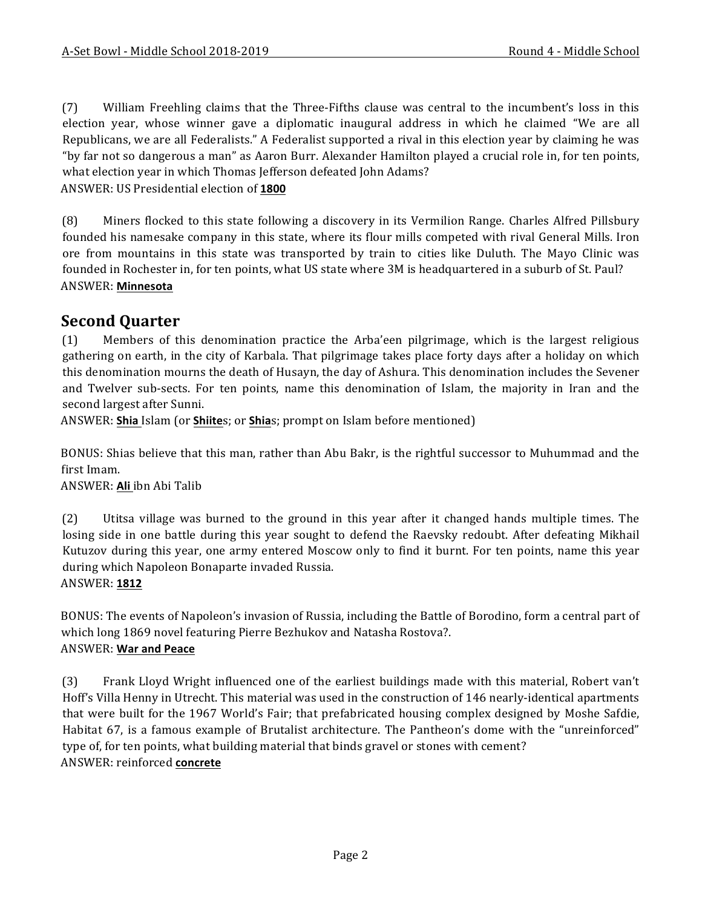(7) William Freehling claims that the Three-Fifths clause was central to the incumbent's loss in this election year, whose winner gave a diplomatic inaugural address in which he claimed "We are all Republicans, we are all Federalists." A Federalist supported a rival in this election year by claiming he was "by far not so dangerous a man" as Aaron Burr. Alexander Hamilton played a crucial role in, for ten points, what election year in which Thomas Jefferson defeated John Adams?

ANSWER: US Presidential election of **1800**

(8) Miners flocked to this state following a discovery in its Vermilion Range. Charles Alfred Pillsbury founded his namesake company in this state, where its flour mills competed with rival General Mills. Iron ore from mountains in this state was transported by train to cities like Duluth. The Mayo Clinic was founded in Rochester in, for ten points, what US state where 3M is headquartered in a suburb of St. Paul?

ANSWER: **Minnesota**

## Second Quarter

(1) Members of this denomination practice the Arba'een pilgrimage, which is the largest religious gathering on earth, in the city of Karbala. That pilgrimage takes place forty days after a holiday on which this denomination mourns the death of Husayn, the day of Ashura. This denomination includes the Sevener and Twelver sub-sects. For ten points, name this denomination of Islam, the majority in Iran and the second largest after Sunni.

ANSWER: **Shia** Islam (or **Shiite**s; or **Shia**s; prompt on Islam before mentioned)

BONUS: Shias believe that this man, rather than Abu Bakr, is the rightful successor to Muhummad and the first Imam.

ANSWER: **Ali** ibn Abi Talib

(2) Utitsa village was burned to the ground in this year after it changed hands multiple times. The losing side in one battle during this year sought to defend the Raevsky redoubt. After defeating Mikhail Kutuzov during this year, one army entered Moscow only to find it burnt. For ten points, name this year during which Napoleon Bonaparte invaded Russia.

ANSWER: **1812**

BONUS: The events of Napoleon's invasion of Russia, including the Battle of Borodino, form a central part of which long 1869 novel featuring Pierre Bezhukov and Natasha Rostova?.

ANSWER: **War and Peace**

(3) Frank Lloyd Wright influenced one of the earliest buildings made with this material, Robert van't Hoff's Villa Henny in Utrecht. This material was used in the construction of 146 nearly-identical apartments that were built for the 1967 World's Fair; that prefabricated housing complex designed by Moshe Safdie, Habitat 67, is a famous example of Brutalist architecture. The Pantheon's dome with the "unreinforced" type of, for ten points, what building material that binds gravel or stones with cement?

ANSWER: reinforced **concrete**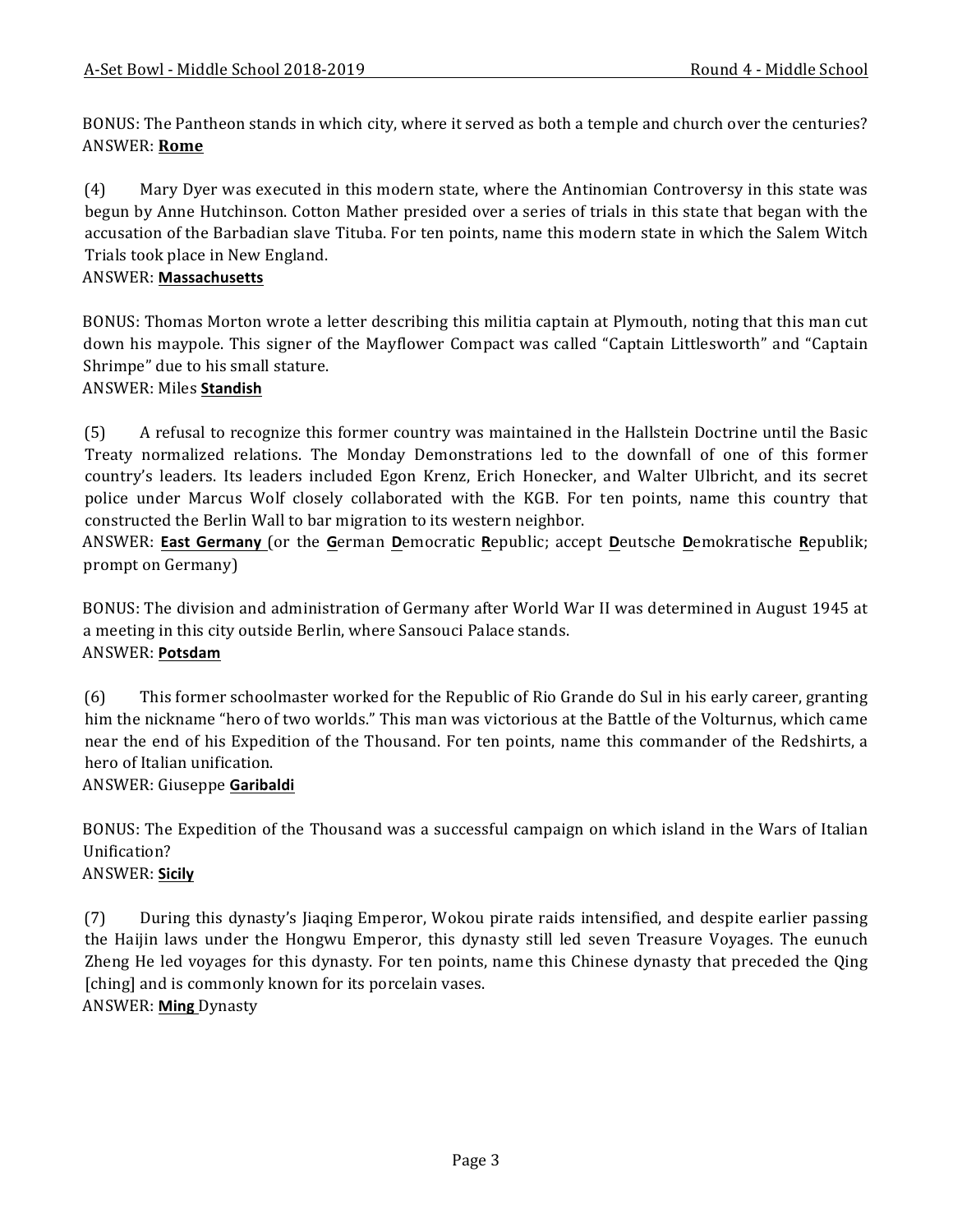BONUS: The Pantheon stands in which city, where it served as both a temple and church over the centuries?
ANSWER: **Rome**

(4) Mary Dyer was executed in this modern state, where the Antinomian Controversy in this state was begun by Anne Hutchinson. Cotton Mather presided over a series of trials in this state that began with the accusation of the Barbadian slave Tituba. For ten points, name this modern state in which the Salem Witch Trials took place in New England.
ANSWER: **Massachusetts**

BONUS: Thomas Morton wrote a letter describing this militia captain at Plymouth, noting that this man cut down his maypole. This signer of the Mayflower Compact was called "Captain Littlesworth" and "Captain Shrimpe" due to his small stature.
ANSWER: Miles **Standish**

(5) A refusal to recognize this former country was maintained in the Hallstein Doctrine until the Basic Treaty normalized relations. The Monday Demonstrations led to the downfall of one of this former country's leaders. Its leaders included Egon Krenz, Erich Honecker, and Walter Ulbricht, and its secret police under Marcus Wolf closely collaborated with the KGB. For ten points, name this country that constructed the Berlin Wall to bar migration to its western neighbor.
ANSWER: **East Germany** (or the **G**erman **D**emocratic **R**epublic; accept **D**eutsche **D**emokratische **R**epublik; prompt on Germany)

BONUS: The division and administration of Germany after World War II was determined in August 1945 at a meeting in this city outside Berlin, where Sansouci Palace stands.
ANSWER: **Potsdam**

(6) This former schoolmaster worked for the Republic of Rio Grande do Sul in his early career, granting him the nickname "hero of two worlds." This man was victorious at the Battle of the Volturnus, which came near the end of his Expedition of the Thousand. For ten points, name this commander of the Redshirts, a hero of Italian unification.
ANSWER: Giuseppe **Garibaldi**

BONUS: The Expedition of the Thousand was a successful campaign on which island in the Wars of Italian Unification?
ANSWER: **Sicily**

(7) During this dynasty's Jiaqing Emperor, Wokou pirate raids intensified, and despite earlier passing the Haijin laws under the Hongwu Emperor, this dynasty still led seven Treasure Voyages. The eunuch Zheng He led voyages for this dynasty. For ten points, name this Chinese dynasty that preceded the Qing [ching] and is commonly known for its porcelain vases.
ANSWER: **Ming** Dynasty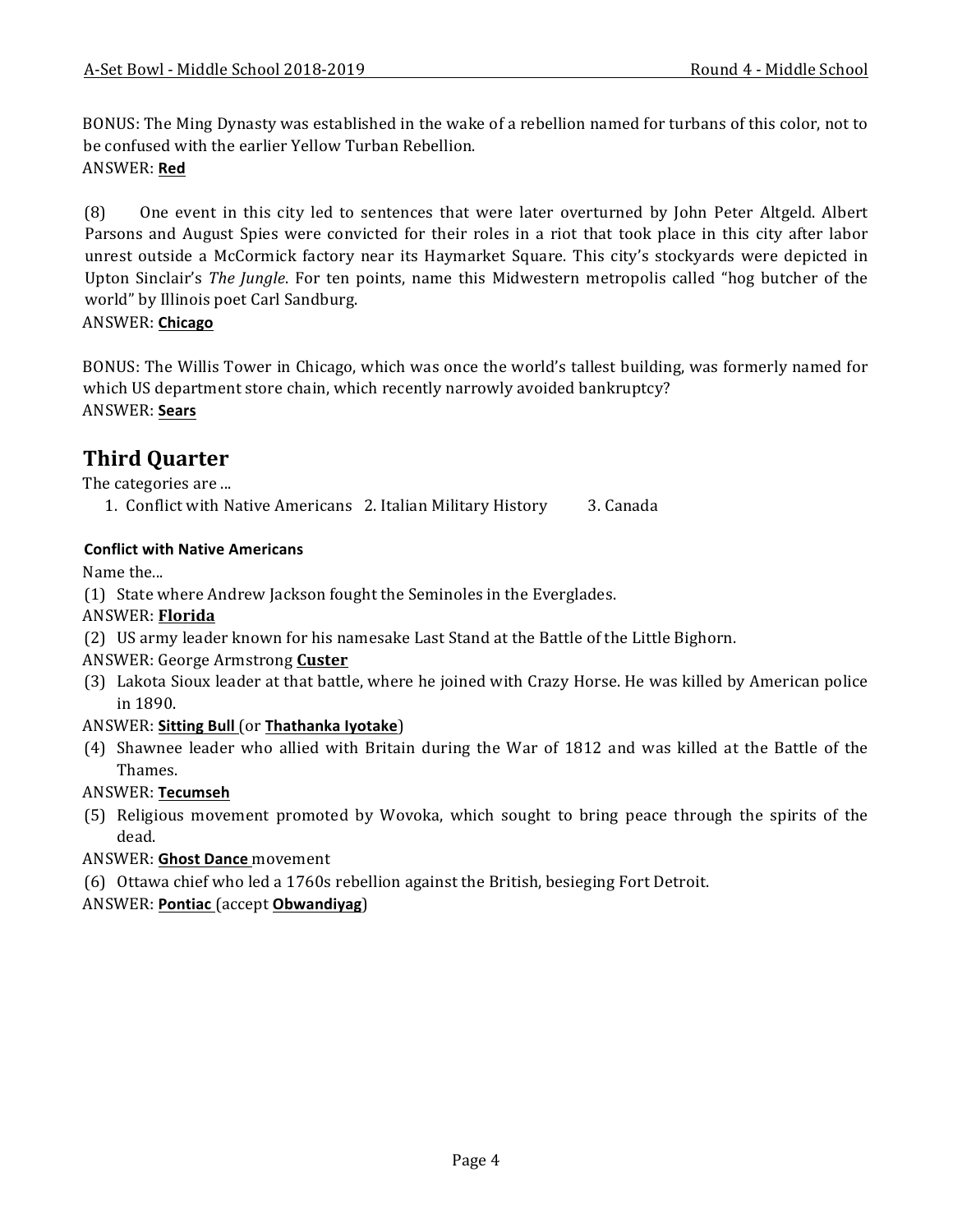BONUS: The Ming Dynasty was established in the wake of a rebellion named for turbans of this color, not to be confused with the earlier Yellow Turban Rebellion.
ANSWER: **Red**

(8) One event in this city led to sentences that were later overturned by John Peter Altgeld. Albert Parsons and August Spies were convicted for their roles in a riot that took place in this city after labor unrest outside a McCormick factory near its Haymarket Square. This city's stockyards were depicted in Upton Sinclair's *The Jungle*. For ten points, name this Midwestern metropolis called "hog butcher of the world" by Illinois poet Carl Sandburg.
ANSWER: **Chicago**

BONUS: The Willis Tower in Chicago, which was once the world's tallest building, was formerly named for which US department store chain, which recently narrowly avoided bankruptcy?
ANSWER: **Sears**

## Third Quarter

The categories are ...

1. Conflict with Native Americans 2. Italian Military History 3. Canada

**Conflict with Native Americans**

Name the...

(1) State where Andrew Jackson fought the Seminoles in the Everglades.
ANSWER: **Florida**

(2) US army leader known for his namesake Last Stand at the Battle of the Little Bighorn.
ANSWER: George Armstrong **Custer**

(3) Lakota Sioux leader at that battle, where he joined with Crazy Horse. He was killed by American police in 1890.
ANSWER: **Sitting Bull** (or **Thathanka Iyotake**)

(4) Shawnee leader who allied with Britain during the War of 1812 and was killed at the Battle of the Thames.
ANSWER: **Tecumseh**

(5) Religious movement promoted by Wovoka, which sought to bring peace through the spirits of the dead.
ANSWER: **Ghost Dance** movement

(6) Ottawa chief who led a 1760s rebellion against the British, besieging Fort Detroit.
ANSWER: **Pontiac** (accept **Obwandiyag**)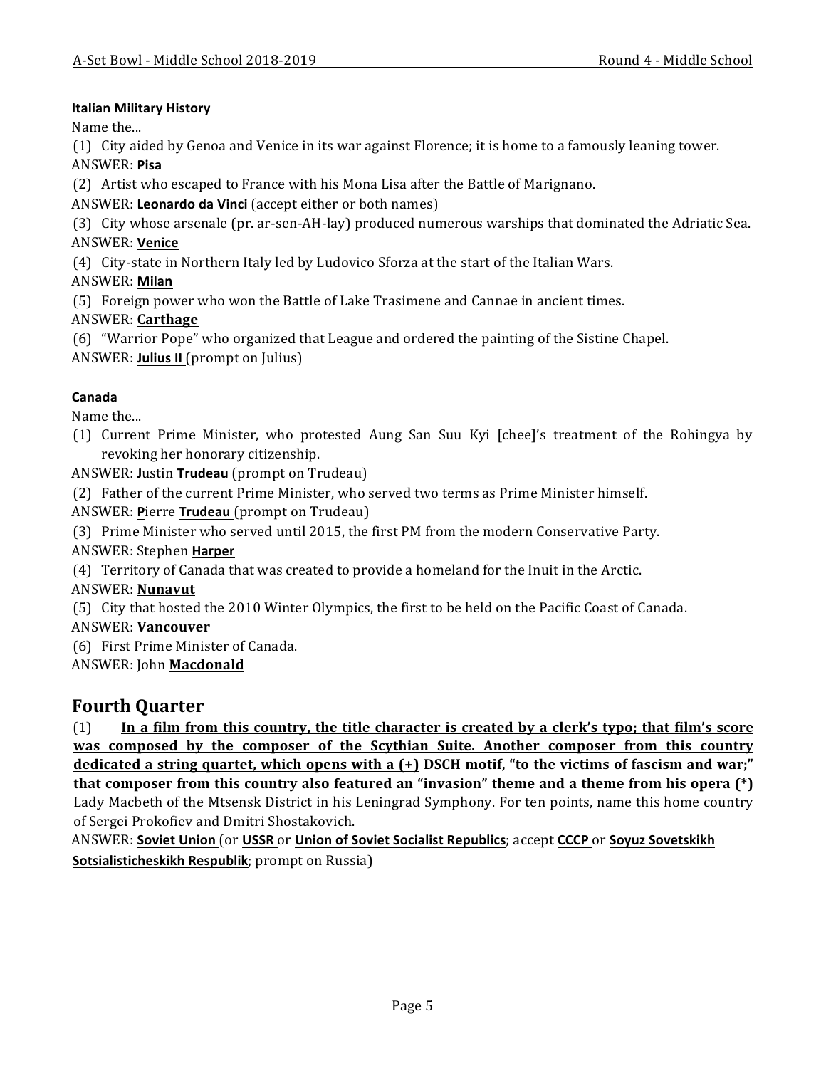**Italian Military History**

Name the...

(1) City aided by Genoa and Venice in its war against Florence; it is home to a famously leaning tower.

ANSWER: **Pisa**

(2) Artist who escaped to France with his Mona Lisa after the Battle of Marignano.

ANSWER: **Leonardo da Vinci** (accept either or both names)

(3) City whose arsenale (pr. ar-sen-AH-lay) produced numerous warships that dominated the Adriatic Sea.

ANSWER: **Venice**

(4) City-state in Northern Italy led by Ludovico Sforza at the start of the Italian Wars.

ANSWER: **Milan**

(5) Foreign power who won the Battle of Lake Trasimene and Cannae in ancient times.

ANSWER: **Carthage**

(6) "Warrior Pope" who organized that League and ordered the painting of the Sistine Chapel.

ANSWER: **Julius II** (prompt on Julius)

**Canada**

Name the...

(1) Current Prime Minister, who protested Aung San Suu Kyi [chee]'s treatment of the Rohingya by revoking her honorary citizenship.

ANSWER: **J**ustin **Trudeau** (prompt on Trudeau)

(2) Father of the current Prime Minister, who served two terms as Prime Minister himself.

ANSWER: **P**ierre **Trudeau** (prompt on Trudeau)

(3) Prime Minister who served until 2015, the first PM from the modern Conservative Party.

ANSWER: Stephen **Harper**

(4) Territory of Canada that was created to provide a homeland for the Inuit in the Arctic.

ANSWER: **Nunavut**

(5) City that hosted the 2010 Winter Olympics, the first to be held on the Pacific Coast of Canada.

ANSWER: **Vancouver**

(6) First Prime Minister of Canada.

ANSWER: John **Macdonald**

## Fourth Quarter

(1) **In a film from this country, the title character is created by a clerk's typo; that film's score was composed by the composer of the Scythian Suite. Another composer from this country dedicated a string quartet, which opens with a (+) DSCH motif, "to the victims of fascism and war;" that composer from this country also featured an "invasion" theme and a theme from his opera (*)** Lady Macbeth of the Mtsensk District in his Leningrad Symphony. For ten points, name this home country of Sergei Prokofiev and Dmitri Shostakovich.

ANSWER: **Soviet Union** (or **USSR** or **Union of Soviet Socialist Republics**; accept **CCCP** or **Soyuz Sovetskikh Sotsialisticheskikh Respublik**; prompt on Russia)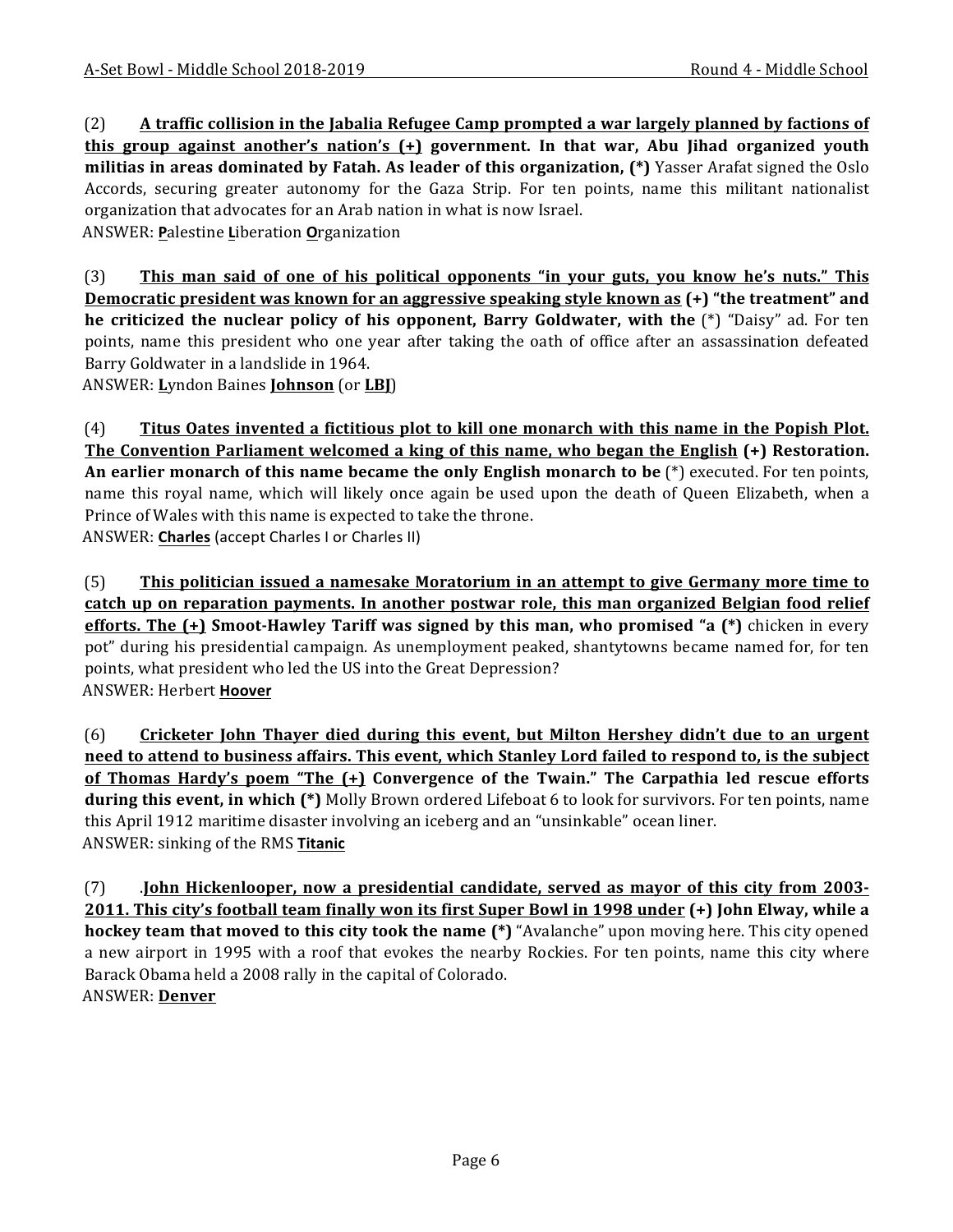(2) **<u>A traffic collision in the Jabalia Refugee Camp prompted a war largely planned by factions of this group against another's nation's (+)</u> government. In that war, Abu Jihad organized youth militias in areas dominated by Fatah. As leader of this organization, (*)** Yasser Arafat signed the Oslo Accords, securing greater autonomy for the Gaza Strip. For ten points, name this militant nationalist organization that advocates for an Arab nation in what is now Israel.

ANSWER: **<u>P</u>**alestine **<u>L</u>**iberation **<u>O</u>**rganization

(3) **<u>This man said of one of his political opponents "in your guts, you know he's nuts." This Democratic president was known for an aggressive speaking style known as</u> (+) "the treatment" and he criticized the nuclear policy of his opponent, Barry Goldwater, with the** (*) "Daisy" ad. For ten points, name this president who one year after taking the oath of office after an assassination defeated Barry Goldwater in a landslide in 1964.

ANSWER: **<u>L</u>**yndon Baines **<u>Johnson</u>** (or **<u>LBJ</u>**)

(4) **<u>Titus Oates invented a fictitious plot to kill one monarch with this name in the Popish Plot. The Convention Parliament welcomed a king of this name, who began the English</u> (+) Restoration. An earlier monarch of this name became the only English monarch to be** (*) executed. For ten points, name this royal name, which will likely once again be used upon the death of Queen Elizabeth, when a Prince of Wales with this name is expected to take the throne.

ANSWER: **<u>Charles</u>** (accept Charles I or Charles II)

(5) **<u>This politician issued a namesake Moratorium in an attempt to give Germany more time to catch up on reparation payments. In another postwar role, this man organized Belgian food relief efforts. The (+)</u> Smoot-Hawley Tariff was signed by this man, who promised "a (*)** chicken in every pot" during his presidential campaign. As unemployment peaked, shantytowns became named for, for ten points, what president who led the US into the Great Depression?

ANSWER: Herbert **<u>Hoover</u>**

(6) **<u>Cricketer John Thayer died during this event, but Milton Hershey didn't due to an urgent need to attend to business affairs. This event, which Stanley Lord failed to respond to, is the subject of Thomas Hardy's poem "The (+)</u> Convergence of the Twain." The Carpathia led rescue efforts during this event, in which (*)** Molly Brown ordered Lifeboat 6 to look for survivors. For ten points, name this April 1912 maritime disaster involving an iceberg and an "unsinkable" ocean liner.

ANSWER: sinking of the RMS **<u>Titanic</u>**

(7) .**<u>John Hickenlooper, now a presidential candidate, served as mayor of this city from 2003-2011. This city's football team finally won its first Super Bowl in 1998 under</u> (+) John Elway, while a hockey team that moved to this city took the name (*)** "Avalanche" upon moving here. This city opened a new airport in 1995 with a roof that evokes the nearby Rockies. For ten points, name this city where Barack Obama held a 2008 rally in the capital of Colorado.

ANSWER: **<u>Denver</u>**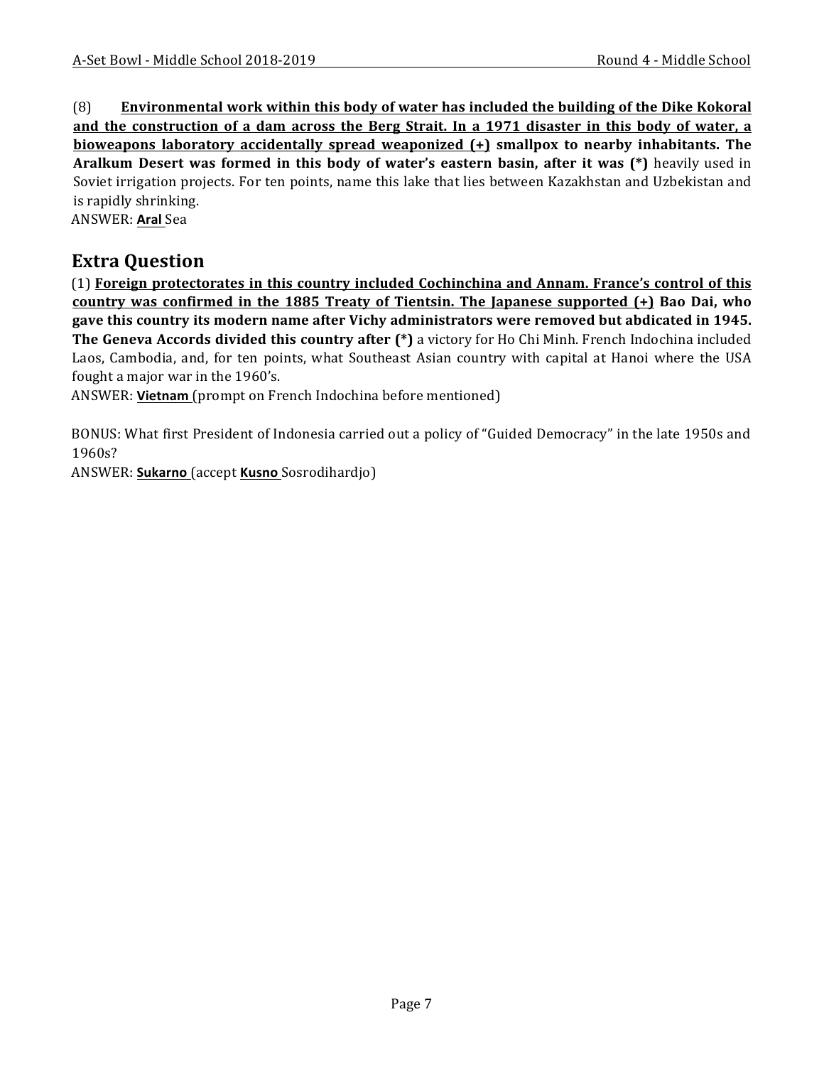(8) **<u>Environmental work within this body of water has included the building of the Dike Kokoral and the construction of a dam across the Berg Strait. In a 1971 disaster in this body of water, a bioweapons laboratory accidentally spread weaponized (+)</u> smallpox to nearby inhabitants. The Aralkum Desert was formed in this body of water's eastern basin, after it was (*)** heavily used in Soviet irrigation projects. For ten points, name this lake that lies between Kazakhstan and Uzbekistan and is rapidly shrinking.

ANSWER: **<u>Aral</u>** Sea

## Extra Question

(1) **<u>Foreign protectorates in this country included Cochinchina and Annam. France's control of this country was confirmed in the 1885 Treaty of Tientsin. The Japanese supported (+)</u> Bao Dai, who gave this country its modern name after Vichy administrators were removed but abdicated in 1945. The Geneva Accords divided this country after (*)** a victory for Ho Chi Minh. French Indochina included Laos, Cambodia, and, for ten points, what Southeast Asian country with capital at Hanoi where the USA fought a major war in the 1960's.

ANSWER: **<u>Vietnam</u>** (prompt on French Indochina before mentioned)

BONUS: What first President of Indonesia carried out a policy of "Guided Democracy" in the late 1950s and 1960s?

ANSWER: **<u>Sukarno</u>** (accept **<u>Kusno</u>** Sosrodihardjo)